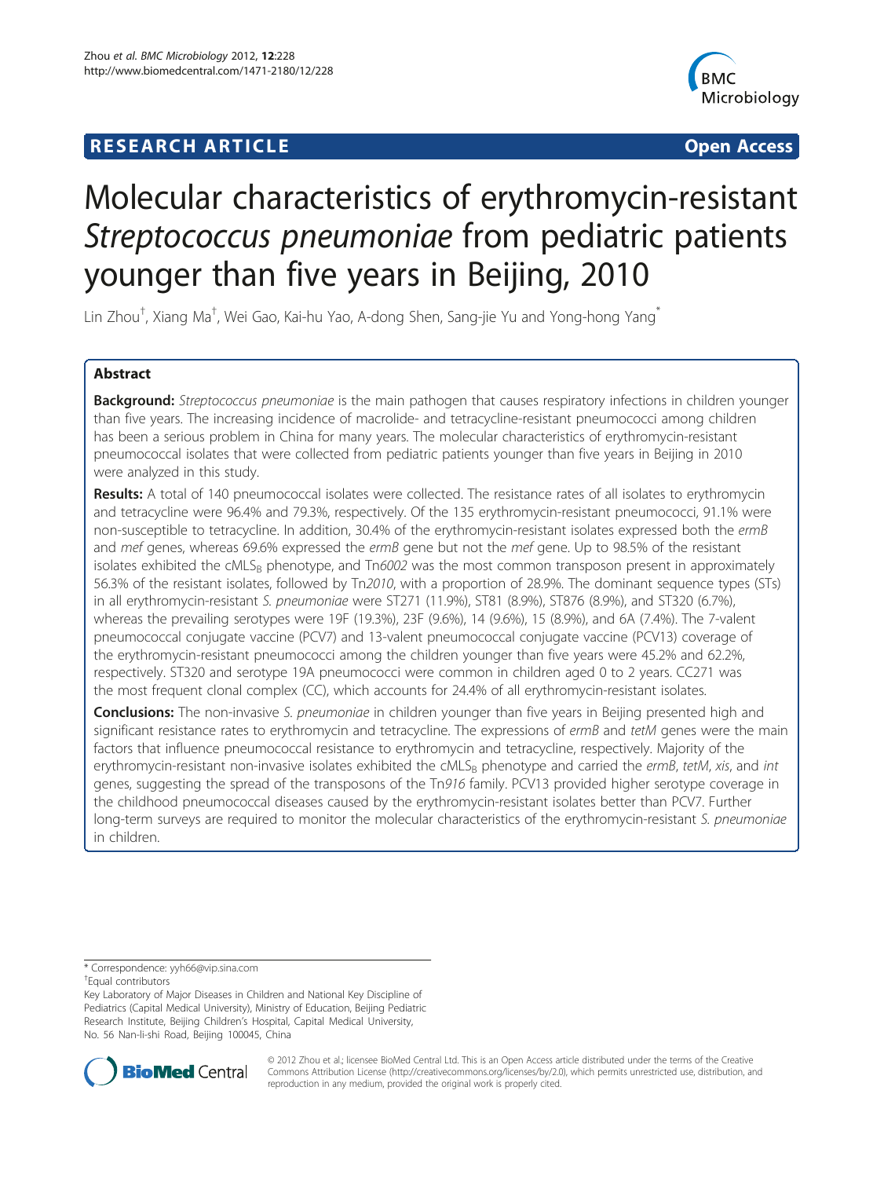**RESEARCH ARTICLE** **Open Access**

# Molecular characteristics of erythromycin-resistant *Streptococcus pneumoniae* from pediatric patients younger than five years in Beijing, 2010

Lin Zhou[†], Xiang Ma[†], Wei Gao, Kai-hu Yao, A-dong Shen, Sang-jie Yu and Yong-hong Yang[*]

## Abstract

**Background:** *Streptococcus pneumoniae* is the main pathogen that causes respiratory infections in children younger than five years. The increasing incidence of macrolide- and tetracycline-resistant pneumococci among children has been a serious problem in China for many years. The molecular characteristics of erythromycin-resistant pneumococcal isolates that were collected from pediatric patients younger than five years in Beijing in 2010 were analyzed in this study.

**Results:** A total of 140 pneumococcal isolates were collected. The resistance rates of all isolates to erythromycin and tetracycline were 96.4% and 79.3%, respectively. Of the 135 erythromycin-resistant pneumococci, 91.1% were non-susceptible to tetracycline. In addition, 30.4% of the erythromycin-resistant isolates expressed both the *ermB* and *mef* genes, whereas 69.6% expressed the *ermB* gene but not the *mef* gene. Up to 98.5% of the resistant isolates exhibited the $cMLS_B$ phenotype, and Tn*6002* was the most common transposon present in approximately 56.3% of the resistant isolates, followed by Tn*2010*, with a proportion of 28.9%. The dominant sequence types (STs) in all erythromycin-resistant *S. pneumoniae* were ST271 (11.9%), ST81 (8.9%), ST876 (8.9%), and ST320 (6.7%), whereas the prevailing serotypes were 19F (19.3%), 23F (9.6%), 14 (9.6%), 15 (8.9%), and 6A (7.4%). The 7-valent pneumococcal conjugate vaccine (PCV7) and 13-valent pneumococcal conjugate vaccine (PCV13) coverage of the erythromycin-resistant pneumococci among the children younger than five years were 45.2% and 62.2%, respectively. ST320 and serotype 19A pneumococci were common in children aged 0 to 2 years. CC271 was the most frequent clonal complex (CC), which accounts for 24.4% of all erythromycin-resistant isolates.

**Conclusions:** The non-invasive *S. pneumoniae* in children younger than five years in Beijing presented high and significant resistance rates to erythromycin and tetracycline. The expressions of *ermB* and *tetM* genes were the main factors that influence pneumococcal resistance to erythromycin and tetracycline, respectively. Majority of the erythromycin-resistant non-invasive isolates exhibited the $cMLS_B$ phenotype and carried the *ermB*, *tetM*, *xis*, and *int* genes, suggesting the spread of the transposons of the Tn*916* family. PCV13 provided higher serotype coverage in the childhood pneumococcal diseases caused by the erythromycin-resistant isolates better than PCV7. Further long-term surveys are required to monitor the molecular characteristics of the erythromycin-resistant *S. pneumoniae* in children.

\* Correspondence: yyh66@vip.sina.com
[†]Equal contributors
Key Laboratory of Major Diseases in Children and National Key Discipline of Pediatrics (Capital Medical University), Ministry of Education, Beijing Pediatric Research Institute, Beijing Children's Hospital, Capital Medical University, No. 56 Nan-li-shi Road, Beijing 100045, China

© 2012 Zhou et al.; licensee BioMed Central Ltd. This is an Open Access article distributed under the terms of the Creative Commons Attribution License (http://creativecommons.org/licenses/by/2.0), which permits unrestricted use, distribution, and reproduction in any medium, provided the original work is properly cited.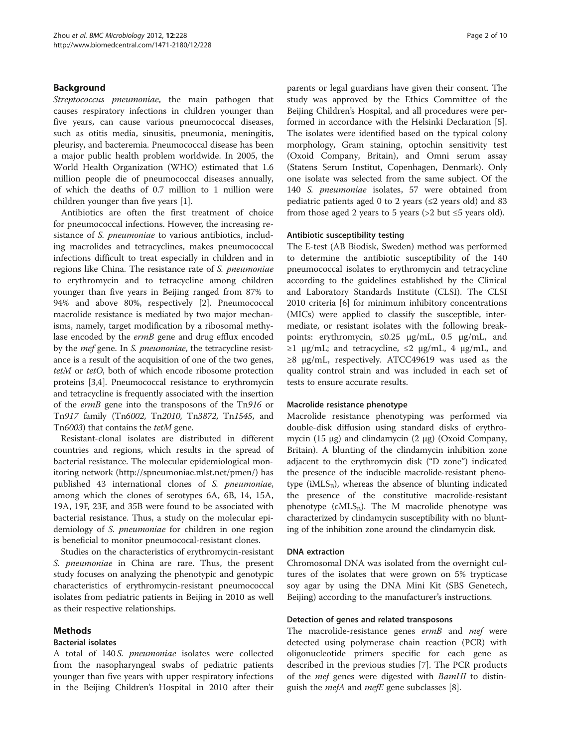## Background

*Streptococcus pneumoniae*, the main pathogen that causes respiratory infections in children younger than five years, can cause various pneumococcal diseases, such as otitis media, sinusitis, pneumonia, meningitis, pleurisy, and bacteremia. Pneumococcal disease has been a major public health problem worldwide. In 2005, the World Health Organization (WHO) estimated that 1.6 million people die of pneumococcal diseases annually, of which the deaths of 0.7 million to 1 million were children younger than five years [1].

Antibiotics are often the first treatment of choice for pneumococcal infections. However, the increasing resistance of *S. pneumoniae* to various antibiotics, including macrolides and tetracyclines, makes pneumococcal infections difficult to treat especially in children and in regions like China. The resistance rate of *S. pneumoniae* to erythromycin and to tetracycline among children younger than five years in Beijing ranged from 87% to 94% and above 80%, respectively [2]. Pneumococcal macrolide resistance is mediated by two major mechanisms, namely, target modification by a ribosomal methylase encoded by the *ermB* gene and drug efflux encoded by the *mef* gene. In *S. pneumoniae*, the tetracycline resistance is a result of the acquisition of one of the two genes, *tetM* or *tetO*, both of which encode ribosome protection proteins [3,4]. Pneumococcal resistance to erythromycin and tetracycline is frequently associated with the insertion of the *ermB* gene into the transposons of the Tn*916* or Tn*917* family (Tn*6002*, Tn*2010*, Tn*3872*, Tn*1545*, and Tn*6003*) that contains the *tetM* gene.

Resistant-clonal isolates are distributed in different countries and regions, which results in the spread of bacterial resistance. The molecular epidemiological monitoring network (http://spneumoniae.mlst.net/pmen/) has published 43 international clones of *S. pneumoniae*, among which the clones of serotypes 6A, 6B, 14, 15A, 19A, 19F, 23F, and 35B were found to be associated with bacterial resistance. Thus, a study on the molecular epidemiology of *S. pneumoniae* for children in one region is beneficial to monitor pneumococcal-resistant clones.

Studies on the characteristics of erythromycin-resistant *S. pneumoniae* in China are rare. Thus, the present study focuses on analyzing the phenotypic and genotypic characteristics of erythromycin-resistant pneumococcal isolates from pediatric patients in Beijing in 2010 as well as their respective relationships.

## Methods

### Bacterial isolates

A total of 140 *S. pneumoniae* isolates were collected from the nasopharyngeal swabs of pediatric patients younger than five years with upper respiratory infections in the Beijing Children's Hospital in 2010 after their parents or legal guardians have given their consent. The study was approved by the Ethics Committee of the Beijing Children's Hospital, and all procedures were performed in accordance with the Helsinki Declaration [5]. The isolates were identified based on the typical colony morphology, Gram staining, optochin sensitivity test (Oxoid Company, Britain), and Omni serum assay (Statens Serum Institut, Copenhagen, Denmark). Only one isolate was selected from the same subject. Of the 140 *S. pneumoniae* isolates, 57 were obtained from pediatric patients aged 0 to 2 years (≤2 years old) and 83 from those aged 2 years to 5 years (>2 but ≤5 years old).

### Antibiotic susceptibility testing

The E-test (AB Biodisk, Sweden) method was performed to determine the antibiotic susceptibility of the 140 pneumococcal isolates to erythromycin and tetracycline according to the guidelines established by the Clinical and Laboratory Standards Institute (CLSI). The CLSI 2010 criteria [6] for minimum inhibitory concentrations (MICs) were applied to classify the susceptible, intermediate, or resistant isolates with the following breakpoints: erythromycin, ≤0.25 μg/mL, 0.5 μg/mL, and ≥1 μg/mL; and tetracycline, ≤2 μg/mL, 4 μg/mL, and ≥8 μg/mL, respectively. ATCC49619 was used as the quality control strain and was included in each set of tests to ensure accurate results.

### Macrolide resistance phenotype

Macrolide resistance phenotyping was performed via double-disk diffusion using standard disks of erythromycin (15 μg) and clindamycin (2 μg) (Oxoid Company, Britain). A blunting of the clindamycin inhibition zone adjacent to the erythromycin disk ("D zone") indicated the presence of the inducible macrolide-resistant phenotype ($iMLS_B$), whereas the absence of blunting indicated the presence of the constitutive macrolide-resistant phenotype ($cMLS_B$). The M macrolide phenotype was characterized by clindamycin susceptibility with no blunting of the inhibition zone around the clindamycin disk.

### DNA extraction

Chromosomal DNA was isolated from the overnight cultures of the isolates that were grown on 5% trypticase soy agar by using the DNA Mini Kit (SBS Genetech, Beijing) according to the manufacturer's instructions.

### Detection of genes and related transposons

The macrolide-resistance genes *ermB* and *mef* were detected using polymerase chain reaction (PCR) with oligonucleotide primers specific for each gene as described in the previous studies [7]. The PCR products of the *mef* genes were digested with *BamHI* to distinguish the *mefA* and *mefE* gene subclasses [8].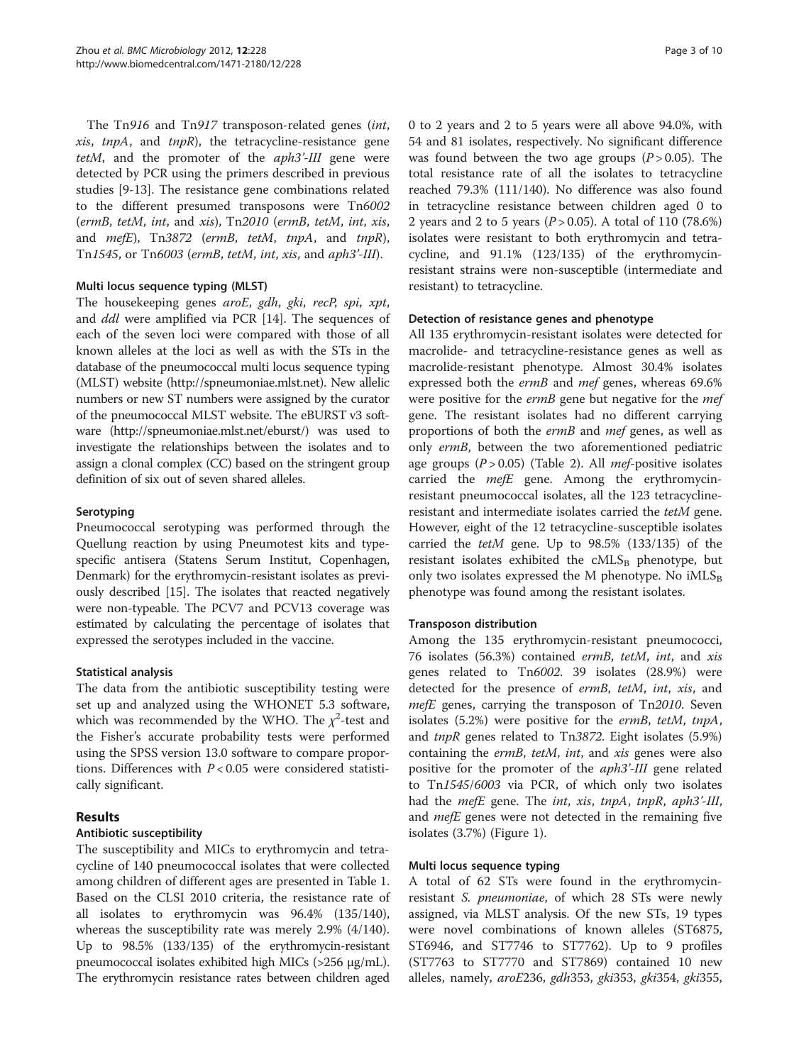The Tn*916* and Tn*917* transposon-related genes (*int*, *xis*, *tnpA*, and *tnpR*), the tetracycline-resistance gene *tetM*, and the promoter of the *aph3'-III* gene were detected by PCR using the primers described in previous studies [9-13]. The resistance gene combinations related to the different presumed transposons were Tn*6002* (*ermB*, *tetM*, *int*, and *xis*), Tn*2010* (*ermB*, *tetM*, *int*, *xis*, and *mefE*), Tn*3872* (*ermB*, *tetM*, *tnpA*, and *tnpR*), Tn*1545*, or Tn*6003* (*ermB*, *tetM*, *int*, *xis*, and *aph3'-III*).

#### Multi locus sequence typing (MLST)

The housekeeping genes *aroE*, *gdh*, *gki*, *recP*, *spi*, *xpt*, and *ddl* were amplified via PCR [14]. The sequences of each of the seven loci were compared with those of all known alleles at the loci as well as with the STs in the database of the pneumococcal multi locus sequence typing (MLST) website (http://spneumoniae.mlst.net). New allelic numbers or new ST numbers were assigned by the curator of the pneumococcal MLST website. The eBURST v3 software (http://spneumoniae.mlst.net/eburst/) was used to investigate the relationships between the isolates and to assign a clonal complex (CC) based on the stringent group definition of six out of seven shared alleles.

#### Serotyping

Pneumococcal serotyping was performed through the Quellung reaction by using Pneumotest kits and type-specific antisera (Statens Serum Institut, Copenhagen, Denmark) for the erythromycin-resistant isolates as previously described [15]. The isolates that reacted negatively were non-typeable. The PCV7 and PCV13 coverage was estimated by calculating the percentage of isolates that expressed the serotypes included in the vaccine.

#### Statistical analysis

The data from the antibiotic susceptibility testing were set up and analyzed using the WHONET 5.3 software, which was recommended by the WHO. The $\chi^2$-test and the Fisher's accurate probability tests were performed using the SPSS version 13.0 software to compare proportions. Differences with $P < 0.05$ were considered statistically significant.

## Results

#### Antibiotic susceptibility

The susceptibility and MICs to erythromycin and tetracycline of 140 pneumococcal isolates that were collected among children of different ages are presented in Table 1. Based on the CLSI 2010 criteria, the resistance rate of all isolates to erythromycin was 96.4% (135/140), whereas the susceptibility rate was merely 2.9% (4/140). Up to 98.5% (133/135) of the erythromycin-resistant pneumococcal isolates exhibited high MICs (>256 μg/mL). The erythromycin resistance rates between children aged 0 to 2 years and 2 to 5 years were all above 94.0%, with 54 and 81 isolates, respectively. No significant difference was found between the two age groups ($P > 0.05$). The total resistance rate of all the isolates to tetracycline reached 79.3% (111/140). No difference was also found in tetracycline resistance between children aged 0 to 2 years and 2 to 5 years ($P > 0.05$). A total of 110 (78.6%) isolates were resistant to both erythromycin and tetracycline, and 91.1% (123/135) of the erythromycin-resistant strains were non-susceptible (intermediate and resistant) to tetracycline.

#### Detection of resistance genes and phenotype

All 135 erythromycin-resistant isolates were detected for macrolide- and tetracycline-resistance genes as well as macrolide-resistant phenotype. Almost 30.4% isolates expressed both the *ermB* and *mef* genes, whereas 69.6% were positive for the *ermB* gene but negative for the *mef* gene. The resistant isolates had no different carrying proportions of both the *ermB* and *mef* genes, as well as only *ermB*, between the two aforementioned pediatric age groups ($P > 0.05$) (Table 2). All *mef*-positive isolates carried the *mefE* gene. Among the erythromycin-resistant pneumococcal isolates, all the 123 tetracycline-resistant and intermediate isolates carried the *tetM* gene. However, eight of the 12 tetracycline-susceptible isolates carried the *tetM* gene. Up to 98.5% (133/135) of the resistant isolates exhibited the $cMLS_B$ phenotype, but only two isolates expressed the M phenotype. No $iMLS_B$ phenotype was found among the resistant isolates.

#### Transposon distribution

Among the 135 erythromycin-resistant pneumococci, 76 isolates (56.3%) contained *ermB*, *tetM*, *int*, and *xis* genes related to Tn*6002*. 39 isolates (28.9%) were detected for the presence of *ermB*, *tetM*, *int*, *xis*, and *mefE* genes, carrying the transposon of Tn*2010*. Seven isolates (5.2%) were positive for the *ermB*, *tetM*, *tnpA*, and *tnpR* genes related to Tn*3872*. Eight isolates (5.9%) containing the *ermB*, *tetM*, *int*, and *xis* genes were also positive for the promoter of the *aph3'-III* gene related to Tn*1545*/*6003* via PCR, of which only two isolates had the *mefE* gene. The *int*, *xis*, *tnpA*, *tnpR*, *aph3'-III*, and *mefE* genes were not detected in the remaining five isolates (3.7%) (Figure 1).

#### Multi locus sequence typing

A total of 62 STs were found in the erythromycin-resistant *S. pneumoniae*, of which 28 STs were newly assigned, via MLST analysis. Of the new STs, 19 types were novel combinations of known alleles (ST6875, ST6946, and ST7746 to ST7762). Up to 9 profiles (ST7763 to ST7770 and ST7869) contained 10 new alleles, namely, *aroE*236, *gdh*353, *gki*353, *gki*354, *gki*355,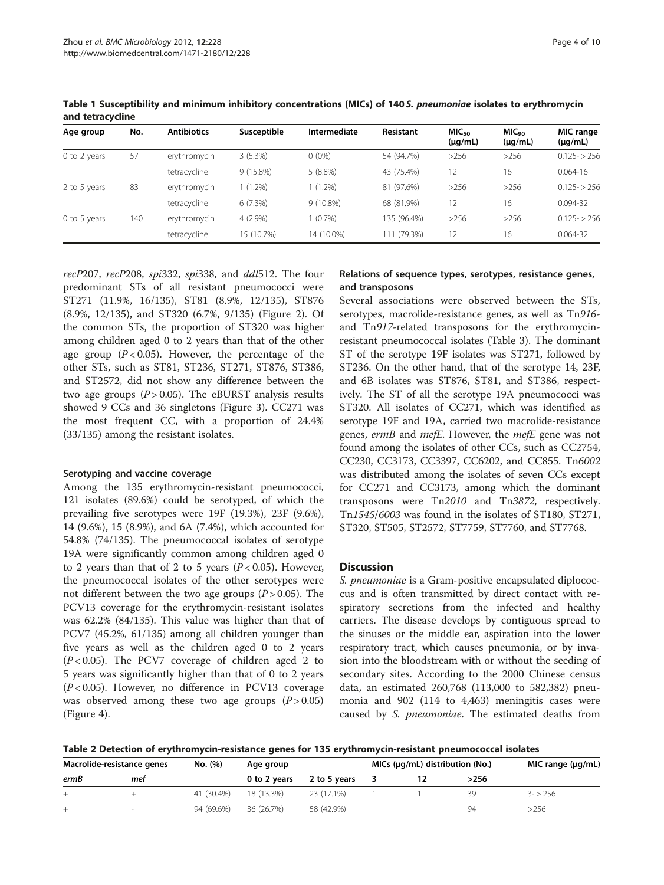**Table 1 Susceptibility and minimum inhibitory concentrations (MICs) of 140 *S. pneumoniae* isolates to erythromycin and tetracycline**

| Age group | No. | Antibiotics | Susceptible | Intermediate | Resistant | $MIC_{50}$ (μg/mL) | $MIC_{90}$ (μg/mL) | MIC range (μg/mL) |
|---|---|---|---|---|---|---|---|---|
| 0 to 2 years | 57 | erythromycin | 3 (5.3%) | 0 (0%) | 54 (94.7%) | >256 | >256 | 0.125- > 256 |
| | | tetracycline | 9 (15.8%) | 5 (8.8%) | 43 (75.4%) | 12 | 16 | 0.064-16 |
| 2 to 5 years | 83 | erythromycin | 1 (1.2%) | 1 (1.2%) | 81 (97.6%) | >256 | >256 | 0.125- > 256 |
| | | tetracycline | 6 (7.3%) | 9 (10.8%) | 68 (81.9%) | 12 | 16 | 0.094-32 |
| 0 to 5 years | 140 | erythromycin | 4 (2.9%) | 1 (0.7%) | 135 (96.4%) | >256 | >256 | 0.125- > 256 |
| | | tetracycline | 15 (10.7%) | 14 (10.0%) | 111 (79.3%) | 12 | 16 | 0.064-32 |

*recP*207, *recP*208, *spi*332, *spi*338, and *ddl*512. The four predominant STs of all resistant pneumococci were ST271 (11.9%, 16/135), ST81 (8.9%, 12/135), ST876 (8.9%, 12/135), and ST320 (6.7%, 9/135) (Figure 2). Of the common STs, the proportion of ST320 was higher among children aged 0 to 2 years than that of the other age group ($P < 0.05$). However, the percentage of the other STs, such as ST81, ST236, ST271, ST876, ST386, and ST2572, did not show any difference between the two age groups ($P > 0.05$). The eBURST analysis results showed 9 CCs and 36 singletons (Figure 3). CC271 was the most frequent CC, with a proportion of 24.4% (33/135) among the resistant isolates.

### Serotyping and vaccine coverage

Among the 135 erythromycin-resistant pneumococci, 121 isolates (89.6%) could be serotyped, of which the prevailing five serotypes were 19F (19.3%), 23F (9.6%), 14 (9.6%), 15 (8.9%), and 6A (7.4%), which accounted for 54.8% (74/135). The pneumococcal isolates of serotype 19A were significantly common among children aged 0 to 2 years than that of 2 to 5 years ($P < 0.05$). However, the pneumococcal isolates of the other serotypes were not different between the two age groups ($P > 0.05$). The PCV13 coverage for the erythromycin-resistant isolates was 62.2% (84/135). This value was higher than that of PCV7 (45.2%, 61/135) among all children younger than five years as well as the children aged 0 to 2 years ($P < 0.05$). The PCV7 coverage of children aged 2 to 5 years was significantly higher than that of 0 to 2 years ($P < 0.05$). However, no difference in PCV13 coverage was observed among these two age groups ($P > 0.05$) (Figure 4).

### Relations of sequence types, serotypes, resistance genes, and transposons

Several associations were observed between the STs, serotypes, macrolide-resistance genes, as well as Tn*916*- and Tn*917*-related transposons for the erythromycin-resistant pneumococcal isolates (Table 3). The dominant ST of the serotype 19F isolates was ST271, followed by ST236. On the other hand, that of the serotype 14, 23F, and 6B isolates was ST876, ST81, and ST386, respectively. The ST of all the serotype 19A pneumococci was ST320. All isolates of CC271, which was identified as serotype 19F and 19A, carried two macrolide-resistance genes, *ermB* and *mefE*. However, the *mefE* gene was not found among the isolates of other CCs, such as CC2754, CC230, CC3173, CC3397, CC6202, and CC855. Tn*6002* was distributed among the isolates of seven CCs except for CC271 and CC3173, among which the dominant transposons were Tn*2010* and Tn*3872*, respectively. Tn*1545*/*6003* was found in the isolates of ST180, ST271, ST320, ST505, ST2572, ST7759, ST7760, and ST7768.

## Discussion

*S. pneumoniae* is a Gram-positive encapsulated diplococcus and is often transmitted by direct contact with respiratory secretions from the infected and healthy carriers. The disease develops by contiguous spread to the sinuses or the middle ear, aspiration into the lower respiratory tract, which causes pneumonia, or by invasion into the bloodstream with or without the seeding of secondary sites. According to the 2000 Chinese census data, an estimated 260,768 (113,000 to 582,382) pneumonia and 902 (114 to 4,463) meningitis cases were caused by *S. pneumoniae*. The estimated deaths from

**Table 2 Detection of erythromycin-resistance genes for 135 erythromycin-resistant pneumococcal isolates**

| Macrolide-resistance genes | | No. (%) | Age group | | MICs (μg/mL) distribution (No.) | | | MIC range (μg/mL) |
|---|---|---|---|---|---|---|---|---|
| *ermB* | *mef* | | 0 to 2 years | 2 to 5 years | 3 | 12 | >256 | |
| + | + | 41 (30.4%) | 18 (13.3%) | 23 (17.1%) | 1 | 1 | 39 | 3- > 256 |
| + | - | 94 (69.6%) | 36 (26.7%) | 58 (42.9%) | | | 94 | >256 |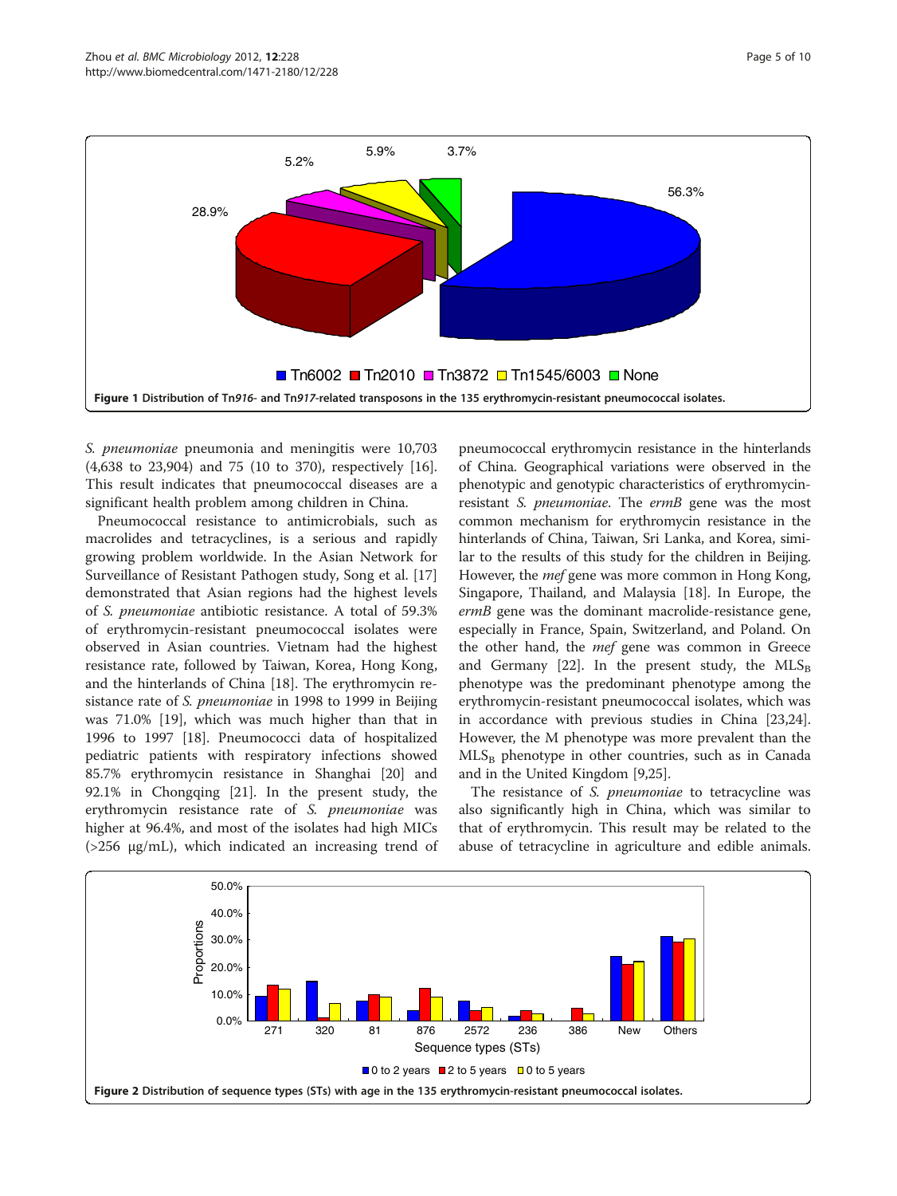Figure 1 Distribution of Tn*916*- and Tn*917*-related transposons in the 135 erythromycin-resistant pneumococcal isolates.

*S. pneumoniae* pneumonia and meningitis were 10,703 (4,638 to 23,904) and 75 (10 to 370), respectively [16]. This result indicates that pneumococcal diseases are a significant health problem among children in China.

Pneumococcal resistance to antimicrobials, such as macrolides and tetracyclines, is a serious and rapidly growing problem worldwide. In the Asian Network for Surveillance of Resistant Pathogen study, Song et al. [17] demonstrated that Asian regions had the highest levels of *S. pneumoniae* antibiotic resistance. A total of 59.3% of erythromycin-resistant pneumococcal isolates were observed in Asian countries. Vietnam had the highest resistance rate, followed by Taiwan, Korea, Hong Kong, and the hinterlands of China [18]. The erythromycin resistance rate of *S. pneumoniae* in 1998 to 1999 in Beijing was 71.0% [19], which was much higher than that in 1996 to 1997 [18]. Pneumococci data of hospitalized pediatric patients with respiratory infections showed 85.7% erythromycin resistance in Shanghai [20] and 92.1% in Chongqing [21]. In the present study, the erythromycin resistance rate of *S. pneumoniae* was higher at 96.4%, and most of the isolates had high MICs (>256 μg/mL), which indicated an increasing trend of pneumococcal erythromycin resistance in the hinterlands of China. Geographical variations were observed in the phenotypic and genotypic characteristics of erythromycin-resistant *S. pneumoniae*. The *ermB* gene was the most common mechanism for erythromycin resistance in the hinterlands of China, Taiwan, Sri Lanka, and Korea, similar to the results of this study for the children in Beijing. However, the *mef* gene was more common in Hong Kong, Singapore, Thailand, and Malaysia [18]. In Europe, the *ermB* gene was the dominant macrolide-resistance gene, especially in France, Spain, Switzerland, and Poland. On the other hand, the *mef* gene was common in Greece and Germany [22]. In the present study, the $MLS_B$ phenotype was the predominant phenotype among the erythromycin-resistant pneumococcal isolates, which was in accordance with previous studies in China [23,24]. However, the M phenotype was more prevalent than the $MLS_B$ phenotype in other countries, such as in Canada and in the United Kingdom [9,25].

The resistance of *S. pneumoniae* to tetracycline was also significantly high in China, which was similar to that of erythromycin. This result may be related to the abuse of tetracycline in agriculture and edible animals.

Figure 2 Distribution of sequence types (STs) with age in the 135 erythromycin-resistant pneumococcal isolates.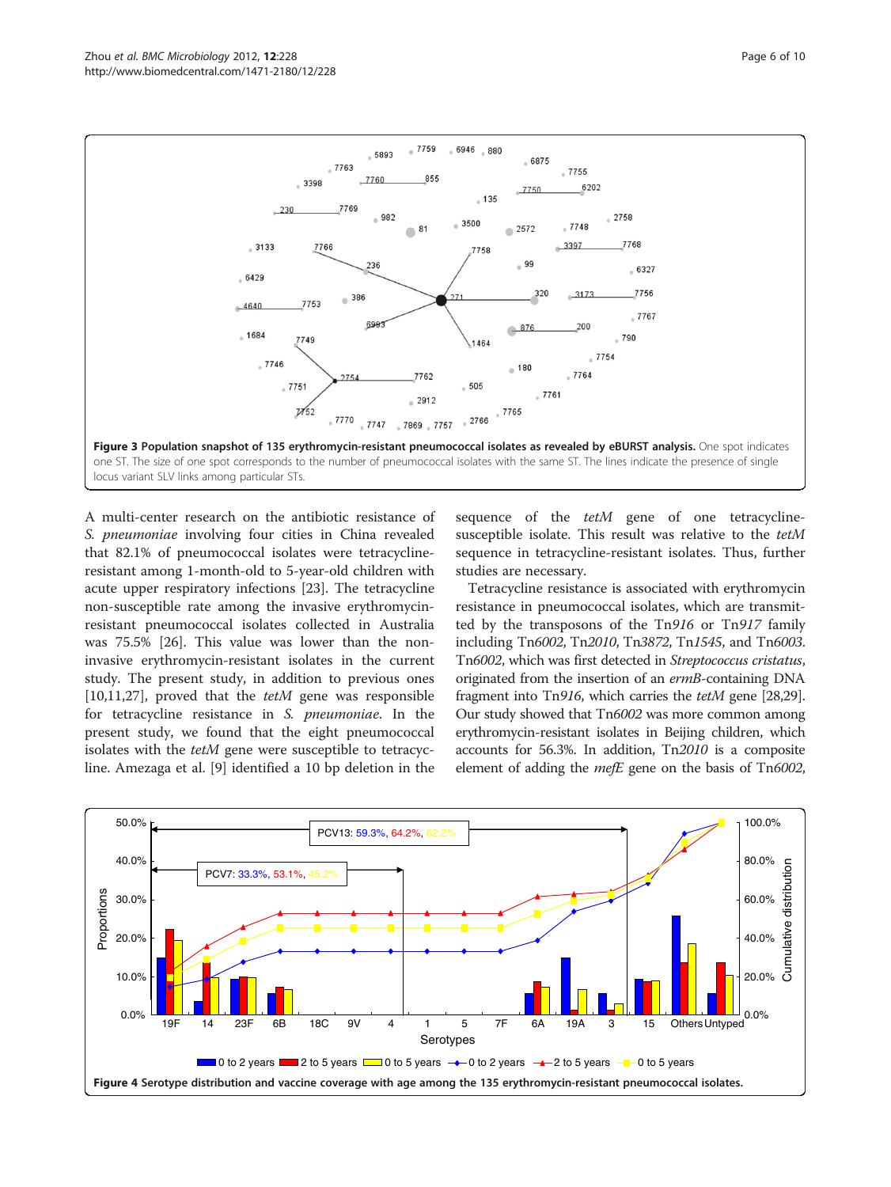**Figure 3 Population snapshot of 135 erythromycin-resistant pneumococcal isolates as revealed by eBURST analysis.** One spot indicates one ST. The size of one spot corresponds to the number of pneumococcal isolates with the same ST. The lines indicate the presence of single locus variant SLV links among particular STs.

A multi-center research on the antibiotic resistance of *S. pneumoniae* involving four cities in China revealed that 82.1% of pneumococcal isolates were tetracycline-resistant among 1-month-old to 5-year-old children with acute upper respiratory infections [23]. The tetracycline non-susceptible rate among the invasive erythromycin-resistant pneumococcal isolates collected in Australia was 75.5% [26]. This value was lower than the non-invasive erythromycin-resistant isolates in the current study. The present study, in addition to previous ones [10,11,27], proved that the *tetM* gene was responsible for tetracycline resistance in *S. pneumoniae*. In the present study, we found that the eight pneumococcal isolates with the *tetM* gene were susceptible to tetracycline. Amezaga et al. [9] identified a 10 bp deletion in the sequence of the *tetM* gene of one tetracycline-susceptible isolate. This result was relative to the *tetM* sequence in tetracycline-resistant isolates. Thus, further studies are necessary.

Tetracycline resistance is associated with erythromycin resistance in pneumococcal isolates, which are transmitted by the transposons of the Tn*916* or Tn*917* family including Tn*6002*, Tn*2010*, Tn*3872*, Tn*1545*, and Tn*6003*. Tn*6002*, which was first detected in *Streptococcus cristatus*, originated from the insertion of an *ermB*-containing DNA fragment into Tn*916*, which carries the *tetM* gene [28,29]. Our study showed that Tn*6002* was more common among erythromycin-resistant isolates in Beijing children, which accounts for 56.3%. In addition, Tn*2010* is a composite element of adding the *mefE* gene on the basis of Tn*6002*,

**Figure 4 Serotype distribution and vaccine coverage with age among the 135 erythromycin-resistant pneumococcal isolates.**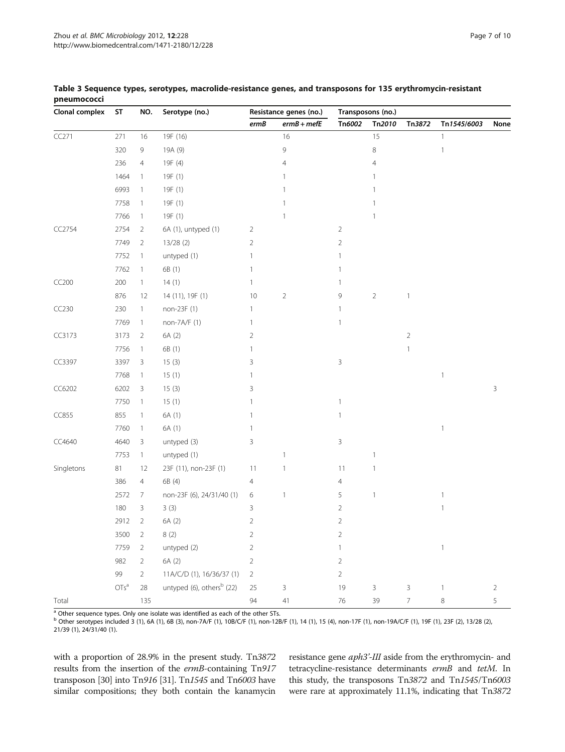**Table 3 Sequence types, serotypes, macrolide-resistance genes, and transposons for 135 erythromycin-resistant pneumococci**

| Clonal complex | ST | NO. | Serotype (no.) | Resistance genes (no.) | | Transposons (no.) | | | | |
|---|---|---|---|---|---|---|---|---|---|---|
| | | | | *ermB* | *ermB + mefE* | Tn*6002* | Tn*2010* | Tn*3872* | Tn*1545/6003* | None |
| CC271 | 271 | 16 | 19F (16) | | 16 | | 15 | | 1 | |
| | 320 | 9 | 19A (9) | | 9 | | 8 | | 1 | |
| | 236 | 4 | 19F (4) | | 4 | | 4 | | | |
| | 1464 | 1 | 19F (1) | | 1 | | 1 | | | |
| | 6993 | 1 | 19F (1) | | 1 | | 1 | | | |
| | 7758 | 1 | 19F (1) | | 1 | | 1 | | | |
| | 7766 | 1 | 19F (1) | | 1 | | 1 | | | |
| CC2754 | 2754 | 2 | 6A (1), untyped (1) | 2 | | 2 | | | | |
| | 7749 | 2 | 13/28 (2) | 2 | | 2 | | | | |
| | 7752 | 1 | untyped (1) | 1 | | 1 | | | | |
| | 7762 | 1 | 6B (1) | 1 | | 1 | | | | |
| CC200 | 200 | 1 | 14 (1) | 1 | | 1 | | | | |
| | 876 | 12 | 14 (11), 19F (1) | 10 | 2 | 9 | 2 | 1 | | |
| CC230 | 230 | 1 | non-23F (1) | 1 | | 1 | | | | |
| | 7769 | 1 | non-7A/F (1) | 1 | | 1 | | | | |
| CC3173 | 3173 | 2 | 6A (2) | 2 | | | | 2 | | |
| | 7756 | 1 | 6B (1) | 1 | | | | 1 | | |
| CC3397 | 3397 | 3 | 15 (3) | 3 | | 3 | | | | |
| | 7768 | 1 | 15 (1) | 1 | | | | | 1 | |
| CC6202 | 6202 | 3 | 15 (3) | 3 | | | | | | 3 |
| | 7750 | 1 | 15 (1) | 1 | | 1 | | | | |
| CC855 | 855 | 1 | 6A (1) | 1 | | 1 | | | | |
| | 7760 | 1 | 6A (1) | 1 | | | | | 1 | |
| CC4640 | 4640 | 3 | untyped (3) | 3 | | 3 | | | | |
| | 7753 | 1 | untyped (1) | | 1 | | 1 | | | |
| Singletons | 81 | 12 | 23F (11), non-23F (1) | 11 | 1 | 11 | 1 | | | |
| | 386 | 4 | 6B (4) | 4 | | 4 | | | | |
| | 2572 | 7 | non-23F (6), 24/31/40 (1) | 6 | 1 | 5 | 1 | | 1 | |
| | 180 | 3 | 3 (3) | 3 | | 2 | | | 1 | |
| | 2912 | 2 | 6A (2) | 2 | | 2 | | | | |
| | 3500 | 2 | 8 (2) | 2 | | 2 | | | | |
| | 7759 | 2 | untyped (2) | 2 | | 1 | | | 1 | |
| | 982 | 2 | 6A (2) | 2 | | 2 | | | | |
| | 99 | 2 | 11A/C/D (1), 16/36/37 (1) | 2 | | 2 | | | | |
| | OTs[a] | 28 | untyped (6), others[b] (22) | 25 | 3 | 19 | 3 | 3 | 1 | 2 |
| Total | | 135 | | 94 | 41 | 76 | 39 | 7 | 8 | 5 |

[a] Other sequence types. Only one isolate was identified as each of the other STs.
[b] Other serotypes included 3 (1), 6A (1), 6B (3), non-7A/F (1), 10B/C/F (1), non-12B/F (1), 14 (1), 15 (4), non-17F (1), non-19A/C/F (1), 19F (1), 23F (2), 13/28 (2), 21/39 (1), 24/31/40 (1).

with a proportion of 28.9% in the present study. Tn*3872* results from the insertion of the *ermB*-containing Tn*917* transposon [30] into Tn*916* [31]. Tn*1545* and Tn*6003* have similar compositions; they both contain the kanamycin resistance gene *aph3'-III* aside from the erythromycin- and tetracycline-resistance determinants *ermB* and *tetM*. In this study, the transposons Tn*3872* and Tn*1545*/Tn*6003* were rare at approximately 11.1%, indicating that Tn*3872*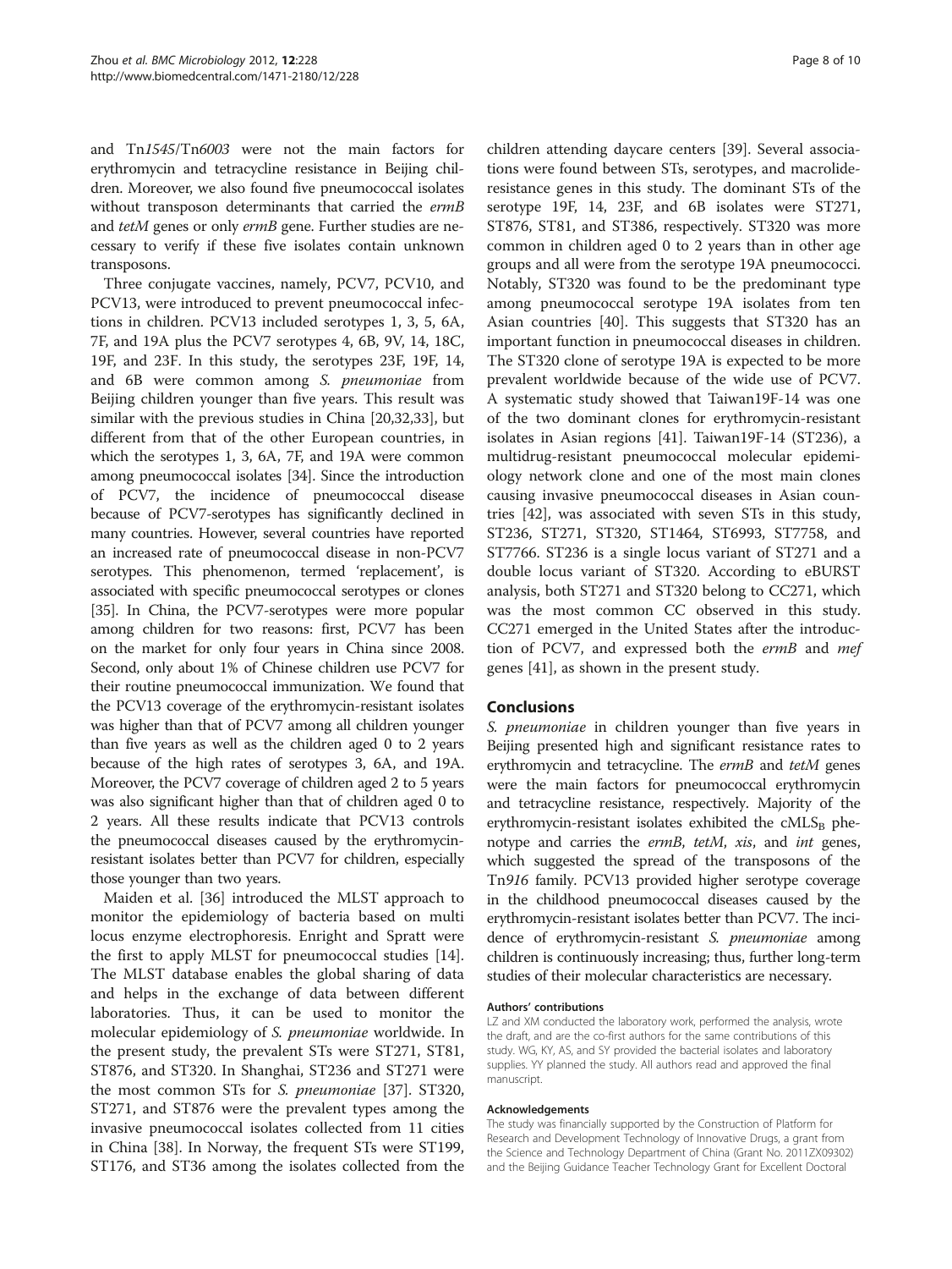and Tn*1545*/Tn*6003* were not the main factors for erythromycin and tetracycline resistance in Beijing children. Moreover, we also found five pneumococcal isolates without transposon determinants that carried the *ermB* and *tetM* genes or only *ermB* gene. Further studies are necessary to verify if these five isolates contain unknown transposons.

Three conjugate vaccines, namely, PCV7, PCV10, and PCV13, were introduced to prevent pneumococcal infections in children. PCV13 included serotypes 1, 3, 5, 6A, 7F, and 19A plus the PCV7 serotypes 4, 6B, 9V, 14, 18C, 19F, and 23F. In this study, the serotypes 23F, 19F, 14, and 6B were common among *S. pneumoniae* from Beijing children younger than five years. This result was similar with the previous studies in China [20,32,33], but different from that of the other European countries, in which the serotypes 1, 3, 6A, 7F, and 19A were common among pneumococcal isolates [34]. Since the introduction of PCV7, the incidence of pneumococcal disease because of PCV7-serotypes has significantly declined in many countries. However, several countries have reported an increased rate of pneumococcal disease in non-PCV7 serotypes. This phenomenon, termed 'replacement', is associated with specific pneumococcal serotypes or clones [35]. In China, the PCV7-serotypes were more popular among children for two reasons: first, PCV7 has been on the market for only four years in China since 2008. Second, only about 1% of Chinese children use PCV7 for their routine pneumococcal immunization. We found that the PCV13 coverage of the erythromycin-resistant isolates was higher than that of PCV7 among all children younger than five years as well as the children aged 0 to 2 years because of the high rates of serotypes 3, 6A, and 19A. Moreover, the PCV7 coverage of children aged 2 to 5 years was also significant higher than that of children aged 0 to 2 years. All these results indicate that PCV13 controls the pneumococcal diseases caused by the erythromycin-resistant isolates better than PCV7 for children, especially those younger than two years.

Maiden et al. [36] introduced the MLST approach to monitor the epidemiology of bacteria based on multi locus enzyme electrophoresis. Enright and Spratt were the first to apply MLST for pneumococcal studies [14]. The MLST database enables the global sharing of data and helps in the exchange of data between different laboratories. Thus, it can be used to monitor the molecular epidemiology of *S. pneumoniae* worldwide. In the present study, the prevalent STs were ST271, ST81, ST876, and ST320. In Shanghai, ST236 and ST271 were the most common STs for *S. pneumoniae* [37]. ST320, ST271, and ST876 were the prevalent types among the invasive pneumococcal isolates collected from 11 cities in China [38]. In Norway, the frequent STs were ST199, ST176, and ST36 among the isolates collected from the children attending daycare centers [39]. Several associations were found between STs, serotypes, and macrolide-resistance genes in this study. The dominant STs of the serotype 19F, 14, 23F, and 6B isolates were ST271, ST876, ST81, and ST386, respectively. ST320 was more common in children aged 0 to 2 years than in other age groups and all were from the serotype 19A pneumococci. Notably, ST320 was found to be the predominant type among pneumococcal serotype 19A isolates from ten Asian countries [40]. This suggests that ST320 has an important function in pneumococcal diseases in children. The ST320 clone of serotype 19A is expected to be more prevalent worldwide because of the wide use of PCV7. A systematic study showed that Taiwan19F-14 was one of the two dominant clones for erythromycin-resistant isolates in Asian regions [41]. Taiwan19F-14 (ST236), a multidrug-resistant pneumococcal molecular epidemiology network clone and one of the most main clones causing invasive pneumococcal diseases in Asian countries [42], was associated with seven STs in this study, ST236, ST271, ST320, ST1464, ST6993, ST7758, and ST7766. ST236 is a single locus variant of ST271 and a double locus variant of ST320. According to eBURST analysis, both ST271 and ST320 belong to CC271, which was the most common CC observed in this study. CC271 emerged in the United States after the introduction of PCV7, and expressed both the *ermB* and *mef* genes [41], as shown in the present study.

## Conclusions

*S. pneumoniae* in children younger than five years in Beijing presented high and significant resistance rates to erythromycin and tetracycline. The *ermB* and *tetM* genes were the main factors for pneumococcal erythromycin and tetracycline resistance, respectively. Majority of the erythromycin-resistant isolates exhibited the $cMLS_B$ phenotype and carries the *ermB*, *tetM*, *xis*, and *int* genes, which suggested the spread of the transposons of the Tn*916* family. PCV13 provided higher serotype coverage in the childhood pneumococcal diseases caused by the erythromycin-resistant isolates better than PCV7. The incidence of erythromycin-resistant *S. pneumoniae* among children is continuously increasing; thus, further long-term studies of their molecular characteristics are necessary.

#### Authors' contributions

LZ and XM conducted the laboratory work, performed the analysis, wrote the draft, and are the co-first authors for the same contributions of this study. WG, KY, AS, and SY provided the bacterial isolates and laboratory supplies. YY planned the study. All authors read and approved the final manuscript.

#### Acknowledgements

The study was financially supported by the Construction of Platform for Research and Development Technology of Innovative Drugs, a grant from the Science and Technology Department of China (Grant No. 2011ZX09302) and the Beijing Guidance Teacher Technology Grant for Excellent Doctoral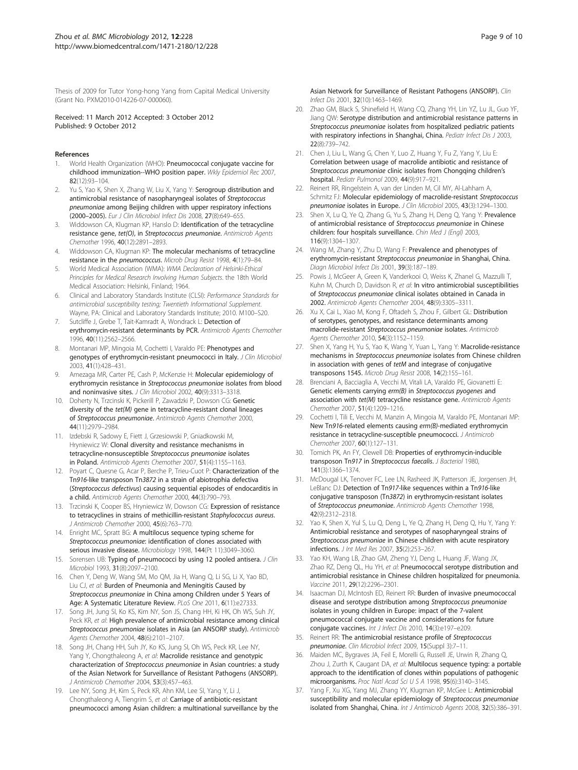Thesis of 2009 for Tutor Yong-hong Yang from Capital Medical University (Grant No. PXM2010-014226-07-000060).

Received: 11 March 2012 Accepted: 3 October 2012
Published: 9 October 2012

## References

1. World Health Organization (WHO): **Pneumococcal conjugate vaccine for childhood immunization--WHO position paper.** *Wkly Epidemiol Rec* 2007, **82**(12):93–104.
2. Yu S, Yao K, Shen X, Zhang W, Liu X, Yang Y: **Serogroup distribution and antimicrobial resistance of nasopharyngeal isolates of *Streptococcus pneumoniae* among Beijing children with upper respiratory infections (2000–2005).** *Eur J Clin Microbiol Infect Dis* 2008, **27**(8):649–655.
3. Widdowson CA, Klugman KP, Hanslo D: **Identification of the tetracycline resistance gene, *tet(O)*, in *Streptococcus pneumoniae*.** *Antimicrob Agents Chemother* 1996, **40**(12):2891–2893.
4. Widdowson CA, Klugman KP: **The molecular mechanisms of tetracycline resistance in the *pneumococcus*.** *Microb Drug Resist* 1998, **4**(1):79–84.
5. World Medical Association (WMA): *WMA Declaration of Helsinki-Ethical Principles for Medical Research Involving Human Subjects.* the 18th World Medical Association: Helsinki, Finland; 1964.
6. Clinical and Laboratory Standards Institute (CLSI): *Performance Standards for antimicrobial susceptibility testing; Twentieth Informational Supplement.* Wayne, PA: Clinical and Laboratory Standards Institute; 2010. M100–S20.
7. Sutcliffe J, Grebe T, Tait-Kamradt A, Wondrack L: **Detection of erythromycin-resistant determinants by PCR.** *Antimicrob Agents Chemother* 1996, **40**(11):2562–2566.
8. Montanari MP, Mingoia M, Cochetti I, Varaldo PE: **Phenotypes and genotypes of erythromycin-resistant pneumococci in Italy.** *J Clin Microbiol* 2003, **41**(1):428–431.
9. Amezaga MR, Carter PE, Cash P, McKenzie H: **Molecular epidemiology of erythromycin resistance in *Streptococcus pneumoniae* isolates from blood and noninvasive sites.** *J Clin Microbiol* 2002, **40**(9):3313–3318.
10. Doherty N, Trzcinski K, Pickerill P, Zawadzki P, Dowson CG: **Genetic diversity of the *tet(M)* gene in tetracycline-resistant clonal lineages of *Streptococcus pneumoniae*.** *Antimicrob Agents Chemother* 2000, **44**(11):2979–2984.
11. Izdebski R, Sadowy E, Fiett J, Grzesiowski P, Gniadkowski M, Hryniewicz W: **Clonal diversity and resistance mechanisms in tetracycline-nonsusceptible *Streptococcus pneumoniae* isolates in Poland.** *Antimicrob Agents Chemother* 2007, **51**(4):1155–1163.
12. Poyart C, Quesne G, Acar P, Berche P, Trieu-Cuot P: **Characterization of the Tn*916*-like transposon Tn*3872* in a strain of abiotrophia defectiva (*Streptococcus defectivus*) causing sequential episodes of endocarditis in a child.** *Antimicrob Agents Chemother* 2000, **44**(3):790–793.
13. Trzcinski K, Cooper BS, Hryniewicz W, Dowson CG: **Expression of resistance to tetracyclines in strains of methicillin-resistant *Staphylococcus aureus*.** *J Antimicrob Chemother* 2000, **45**(6):763–770.
14. Enright MC, Spratt BG: **A multilocus sequence typing scheme for *Streptococcus pneumoniae*: identification of clones associated with serious invasive disease.** *Microbiology* 1998, **144**(Pt 11):3049–3060.
15. Sorensen UB: **Typing of pneumococci by using 12 pooled antisera.** *J Clin Microbiol* 1993, **31**(8):2097–2100.
16. Chen Y, Deng W, Wang SM, Mo QM, Jia H, Wang Q, Li SG, Li X, Yao BD, Liu CJ, *et al*: **Burden of Pneumonia and Meningitis Caused by *Streptococcus pneumoniae* in China among Children under 5 Years of Age: A Systematic Literature Review.** *PLoS One* 2011, **6**(11):e27333.
17. Song JH, Jung SI, Ko KS, Kim NY, Son JS, Chang HH, Ki HK, Oh WS, Suh JY, Peck KR, *et al*: **High prevalence of antimicrobial resistance among clinical *Streptococcus pneumoniae* isolates in Asia (an ANSORP study).** *Antimicrob Agents Chemother* 2004, **48**(6):2101–2107.
18. Song JH, Chang HH, Suh JY, Ko KS, Jung SI, Oh WS, Peck KR, Lee NY, Yang Y, Chongthaleong A, *et al*: **Macrolide resistance and genotypic characterization of *Streptococcus pneumoniae* in Asian countries: a study of the Asian Network for Surveillance of Resistant Pathogens (ANSORP).** *J Antimicrob Chemother* 2004, **53**(3):457–463.
19. Lee NY, Song JH, Kim S, Peck KR, Ahn KM, Lee SI, Yang Y, Li J, Chongthaleong A, Tiengrim S, *et al*: **Carriage of antibiotic-resistant pneumococci among Asian children: a multinational surveillance by the Asian Network for Surveillance of Resistant Pathogens (ANSORP).** *Clin Infect Dis* 2001, **32**(10):1463–1469.
20. Zhao GM, Black S, Shinefield H, Wang CQ, Zhang YH, Lin YZ, Lu JL, Guo YF, Jiang QW: **Serotype distribution and antimicrobial resistance patterns in *Streptococcus pneumoniae* isolates from hospitalized pediatric patients with respiratory infections in Shanghai, China.** *Pediatr Infect Dis J* 2003, **22**(8):739–742.
21. Chen J, Liu L, Wang G, Chen Y, Luo Z, Huang Y, Fu Z, Yang Y, Liu E: **Correlation between usage of macrolide antibiotic and resistance of *Streptococcus pneumoniae* clinic isolates from Chongqing children's hospital.** *Pediatr Pulmonol* 2009, **44**(9):917–921.
22. Reinert RR, Ringelstein A, van der Linden M, Cil MY, Al-Lahham A, Schmitz FJ: **Molecular epidemiology of macrolide-resistant *Streptococcus pneumoniae* isolates in Europe.** *J Clin Microbiol* 2005, **43**(3):1294–1300.
23. Shen X, Lu Q, Ye Q, Zhang G, Yu S, Zhang H, Deng Q, Yang Y: **Prevalence of antimicrobial resistance of *Streptococcus pneumoniae* in Chinese children: four hospitals surveillance.** *Chin Med J (Engl)* 2003, **116**(9):1304–1307.
24. Wang M, Zhang Y, Zhu D, Wang F: **Prevalence and phenotypes of erythromycin-resistant *Streptococcus pneumoniae* in Shanghai, China.** *Diagn Microbiol Infect Dis* 2001, **39**(3):187–189.
25. Powis J, McGeer A, Green K, Vanderkooi O, Weiss K, Zhanel G, Mazzulli T, Kuhn M, Church D, Davidson R, *et al*: **In vitro antimicrobial susceptibilities of *Streptococcus pneumoniae* clinical isolates obtained in Canada in 2002.** *Antimicrob Agents Chemother* 2004, **48**(9):3305–3311.
26. Xu X, Cai L, Xiao M, Kong F, Oftadeh S, Zhou F, Gilbert GL: **Distribution of serotypes, genotypes, and resistance determinants among macrolide-resistant *Streptococcus pneumoniae* isolates.** *Antimicrob Agents Chemother* 2010, **54**(3):1152–1159.
27. Shen X, Yang H, Yu S, Yao K, Wang Y, Yuan L, Yang Y: **Macrolide-resistance mechanisms in *Streptococcus pneumoniae* isolates from Chinese children in association with genes of *tetM* and integrase of conjugative transposons 1545.** *Microb Drug Resist* 2008, **14**(2):155–161.
28. Brenciani A, Bacciaglia A, Vecchi M, Vitali LA, Varaldo PE, Giovanetti E: **Genetic elements carrying *erm(B)* in *Streptococcus pyogenes* and association with *tet(M)* tetracycline resistance gene.** *Antimicrob Agents Chemother* 2007, **51**(4):1209–1216.
29. Cochetti I, Tili E, Vecchi M, Manzin A, Mingoia M, Varaldo PE, Montanari MP: **New Tn*916*-related elements causing *erm(B)*-mediated erythromycin resistance in tetracycline-susceptible pneumococci.** *J Antimicrob Chemother* 2007, **60**(1):127–131.
30. Tomich PK, An FY, Clewell DB: **Properties of erythromycin-inducible transposon Tn*917* in *Streptococcus faecalis*.** *J Bacteriol* 1980, **141**(3):1366–1374.
31. McDougal LK, Tenover FC, Lee LN, Rasheed JK, Patterson JE, Jorgensen JH, LeBlanc DJ: **Detection of Tn*917*-like sequences within a Tn*916*-like conjugative transposon (Tn*3872*) in erythromycin-resistant isolates of *Streptococcus pneumoniae*.** *Antimicrob Agents Chemother* 1998, **42**(9):2312–2318.
32. Yao K, Shen X, Yul S, Lu Q, Deng L, Ye Q, Zhang H, Deng Q, Hu Y, Yang Y: **Antimicrobial resistance and serotypes of nasopharyngeal strains of *Streptococcus pneumoniae* in Chinese children with acute respiratory infections.** *J Int Med Res* 2007, **35**(2):253–267.
33. Yao KH, Wang LB, Zhao GM, Zheng YJ, Deng L, Huang JF, Wang JX, Zhao RZ, Deng QL, Hu YH, *et al*: **Pneumococcal serotype distribution and antimicrobial resistance in Chinese children hospitalized for pneumonia.** *Vaccine* 2011, **29**(12):2296–2301.
34. Isaacman DJ, McIntosh ED, Reinert RR: **Burden of invasive pneumococcal disease and serotype distribution among *Streptococcus pneumoniae* isolates in young children in Europe: impact of the 7-valent pneumococcal conjugate vaccine and considerations for future conjugate vaccines.** *Int J Infect Dis* 2010, **14**(3):e197–e209.
35. Reinert RR: **The antimicrobial resistance profile of *Streptococcus pneumoniae*.** *Clin Microbiol Infect* 2009, **15**(Suppl 3):7–11.
36. Maiden MC, Bygraves JA, Feil E, Morelli G, Russell JE, Urwin R, Zhang Q, Zhou J, Zurth K, Caugant DA, *et al*: **Multilocus sequence typing: a portable approach to the identification of clones within populations of pathogenic microorganisms.** *Proc Natl Acad Sci U S A* 1998, **95**(6):3140–3145.
37. Yang F, Xu XG, Yang MJ, Zhang YY, Klugman KP, McGee L: **Antimicrobial susceptibility and molecular epidemiology of *Streptococcus pneumoniae* isolated from Shanghai, China.** *Int J Antimicrob Agents* 2008, **32**(5):386–391.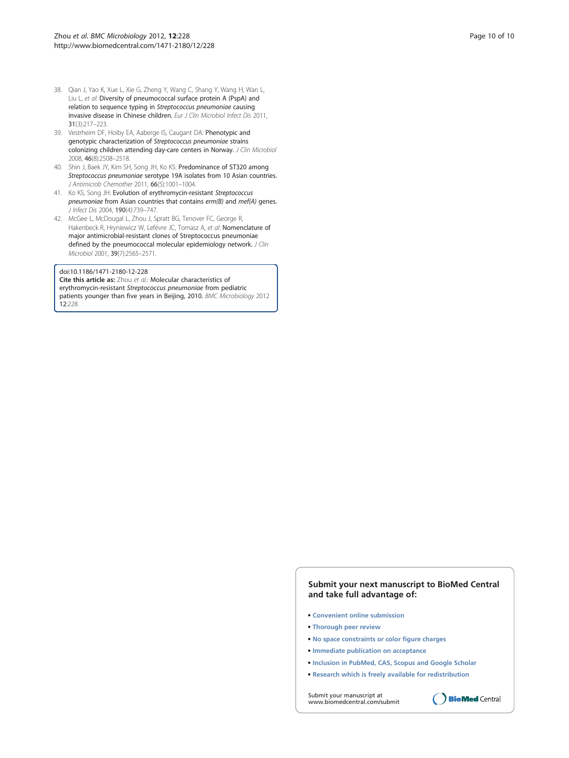38. Qian J, Yao K, Xue L, Xie G, Zheng Y, Wang C, Shang Y, Wang H, Wan L, Liu L, *et al*: **Diversity of pneumococcal surface protein A (PspA) and relation to sequence typing in *Streptococcus pneumoniae* causing invasive disease in Chinese children.** *Eur J Clin Microbiol Infect Dis* 2011, **31**(3):217–223.
39. Vestrheim DF, Hoiby EA, Aaberge IS, Caugant DA: **Phenotypic and genotypic characterization of *Streptococcus pneumoniae* strains colonizing children attending day-care centers in Norway.** *J Clin Microbiol* 2008, **46**(8):2508–2518.
40. Shin J, Baek JY, Kim SH, Song JH, Ko KS: **Predominance of ST320 among *Streptococcus pneumoniae* serotype 19A isolates from 10 Asian countries.** *J Antimicrob Chemother* 2011, **66**(5):1001–1004.
41. Ko KS, Song JH: **Evolution of erythromycin-resistant *Streptococcus pneumoniae* from Asian countries that contains *erm(B)* and *mef(A)* genes.** *J Infect Dis* 2004, **190**(4):739–747.
42. McGee L, McDougal L, Zhou J, Spratt BG, Tenover FC, George R, Hakenbeck R, Hryniewicz W, Lefévre JC, Tomasz A, *et al*: **Nomenclature of major antimicrobial-resistant clones of Streptococcus pneumoniae defined by the pneumococcal molecular epidemiology network.** *J Clin Microbiol* 2001, **39**(7):2565–2571.

doi:10.1186/1471-2180-12-228
**Cite this article as:** Zhou *et al.*: Molecular characteristics of erythromycin-resistant *Streptococcus pneumoniae* from pediatric patients younger than five years in Beijing, 2010. *BMC Microbiology* 2012 **12**:228.

**Submit your next manuscript to BioMed Central and take full advantage of:**

- **Convenient online submission**
- **Thorough peer review**
- **No space constraints or color figure charges**
- **Immediate publication on acceptance**
- **Inclusion in PubMed, CAS, Scopus and Google Scholar**
- **Research which is freely available for redistribution**

Submit your manuscript at
www.biomedcentral.com/submit

BioMed Central